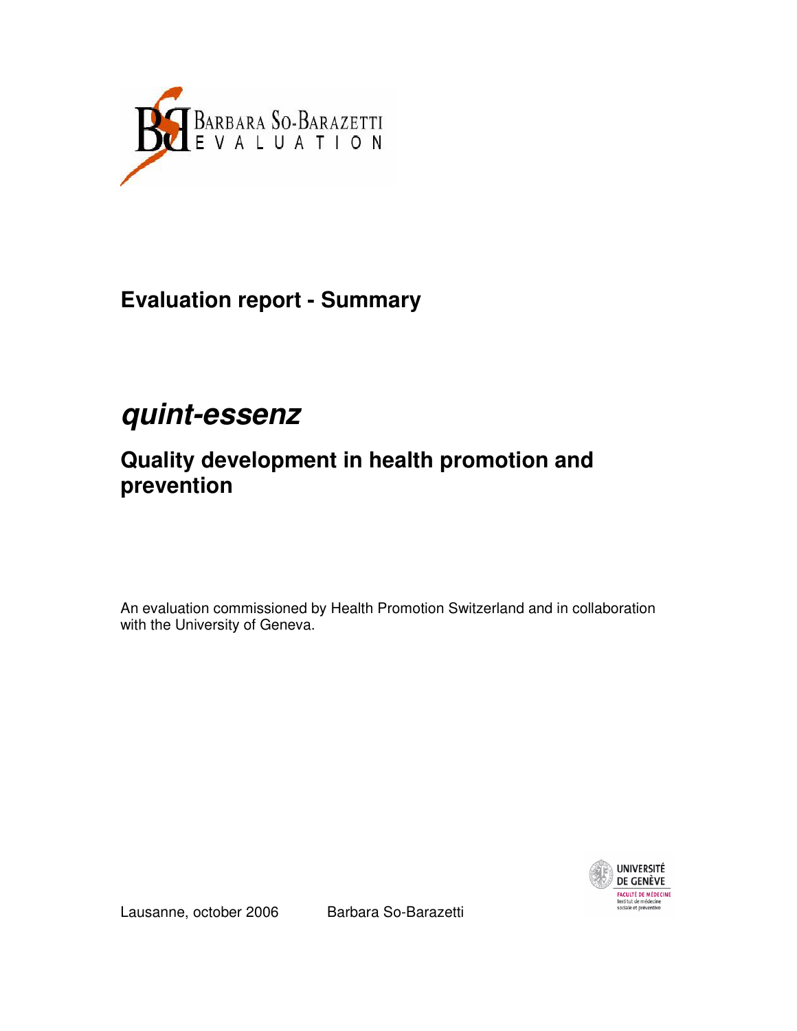BARBARA SO-BARAZETTI
EVALUATION

# Evaluation report - Summary

# *quint-essenz*

## Quality development in health promotion and prevention

An evaluation commissioned by Health Promotion Switzerland and in collaboration with the University of Geneva.

UNIVERSITÉ DE GENÈVE
FACULTÉ DE MÉDECINE
Institut de médecine sociale et préventive

Lausanne, october 2006 Barbara So-Barazetti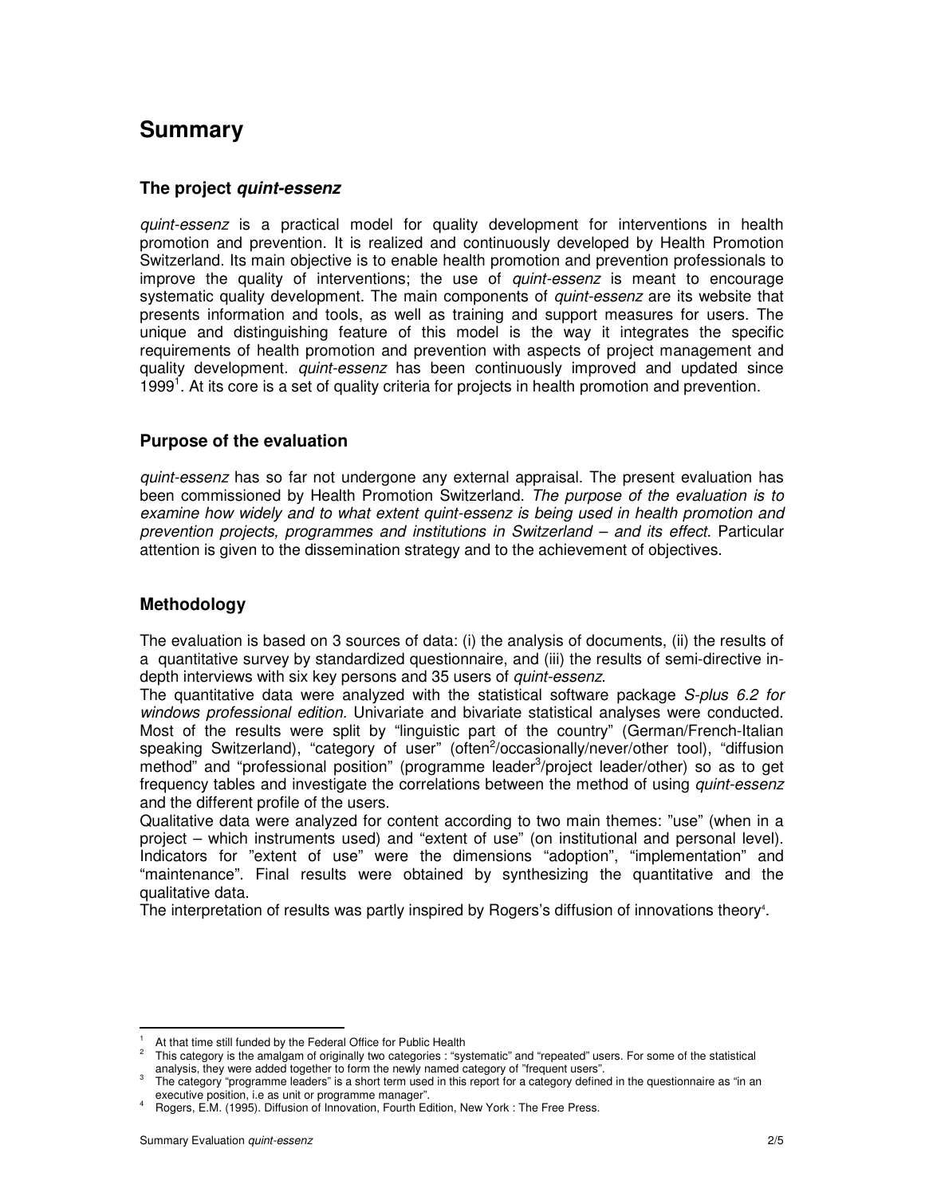# Summary

### The project *quint-essenz*

*quint-essenz* is a practical model for quality development for interventions in health promotion and prevention. It is realized and continuously developed by Health Promotion Switzerland. Its main objective is to enable health promotion and prevention professionals to improve the quality of interventions; the use of *quint-essenz* is meant to encourage systematic quality development. The main components of *quint-essenz* are its website that presents information and tools, as well as training and support measures for users. The unique and distinguishing feature of this model is the way it integrates the specific requirements of health promotion and prevention with aspects of project management and quality development. *quint-essenz* has been continuously improved and updated since 1999[1]. At its core is a set of quality criteria for projects in health promotion and prevention.

### Purpose of the evaluation

*quint-essenz* has so far not undergone any external appraisal. The present evaluation has been commissioned by Health Promotion Switzerland. *The purpose of the evaluation is to examine how widely and to what extent quint-essenz is being used in health promotion and prevention projects, programmes and institutions in Switzerland – and its effect*. Particular attention is given to the dissemination strategy and to the achievement of objectives.

### Methodology

The evaluation is based on 3 sources of data: (i) the analysis of documents, (ii) the results of a quantitative survey by standardized questionnaire, and (iii) the results of semi-directive in-depth interviews with six key persons and 35 users of *quint-essenz*.

The quantitative data were analyzed with the statistical software package *S-plus 6.2 for windows professional edition.* Univariate and bivariate statistical analyses were conducted. Most of the results were split by "linguistic part of the country" (German/French-Italian speaking Switzerland), "category of user" (often[2]/occasionally/never/other tool), "diffusion method" and "professional position" (programme leader[3]/project leader/other) so as to get frequency tables and investigate the correlations between the method of using *quint-essenz* and the different profile of the users.

Qualitative data were analyzed for content according to two main themes: "use" (when in a project – which instruments used) and "extent of use" (on institutional and personal level). Indicators for "extent of use" were the dimensions "adoption", "implementation" and "maintenance". Final results were obtained by synthesizing the quantitative and the qualitative data.

The interpretation of results was partly inspired by Rogers's diffusion of innovations theory[4].

---

[1] At that time still funded by the Federal Office for Public Health

[2] This category is the amalgam of originally two categories : "systematic" and "repeated" users. For some of the statistical analysis, they were added together to form the newly named category of "frequent users".

[3] The category "programme leaders" is a short term used in this report for a category defined in the questionnaire as "in an executive position, i.e as unit or programme manager".

[4] Rogers, E.M. (1995). Diffusion of Innovation, Fourth Edition, New York : The Free Press.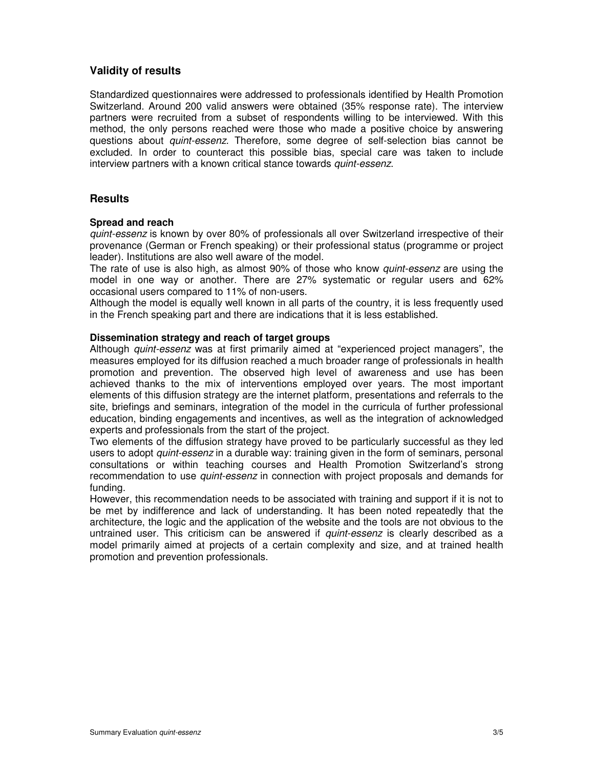## Validity of results

Standardized questionnaires were addressed to professionals identified by Health Promotion Switzerland. Around 200 valid answers were obtained (35% response rate). The interview partners were recruited from a subset of respondents willing to be interviewed. With this method, the only persons reached were those who made a positive choice by answering questions about *quint-essenz*. Therefore, some degree of self-selection bias cannot be excluded. In order to counteract this possible bias, special care was taken to include interview partners with a known critical stance towards *quint-essenz*.

## Results

### Spread and reach

*quint-essenz* is known by over 80% of professionals all over Switzerland irrespective of their provenance (German or French speaking) or their professional status (programme or project leader). Institutions are also well aware of the model.

The rate of use is also high, as almost 90% of those who know *quint-essenz* are using the model in one way or another. There are 27% systematic or regular users and 62% occasional users compared to 11% of non-users.

Although the model is equally well known in all parts of the country, it is less frequently used in the French speaking part and there are indications that it is less established.

### Dissemination strategy and reach of target groups

Although *quint-essenz* was at first primarily aimed at "experienced project managers", the measures employed for its diffusion reached a much broader range of professionals in health promotion and prevention. The observed high level of awareness and use has been achieved thanks to the mix of interventions employed over years. The most important elements of this diffusion strategy are the internet platform, presentations and referrals to the site, briefings and seminars, integration of the model in the curricula of further professional education, binding engagements and incentives, as well as the integration of acknowledged experts and professionals from the start of the project.

Two elements of the diffusion strategy have proved to be particularly successful as they led users to adopt *quint-essenz* in a durable way: training given in the form of seminars, personal consultations or within teaching courses and Health Promotion Switzerland's strong recommendation to use *quint-essenz* in connection with project proposals and demands for funding.

However, this recommendation needs to be associated with training and support if it is not to be met by indifference and lack of understanding. It has been noted repeatedly that the architecture, the logic and the application of the website and the tools are not obvious to the untrained user. This criticism can be answered if *quint-essenz* is clearly described as a model primarily aimed at projects of a certain complexity and size, and at trained health promotion and prevention professionals.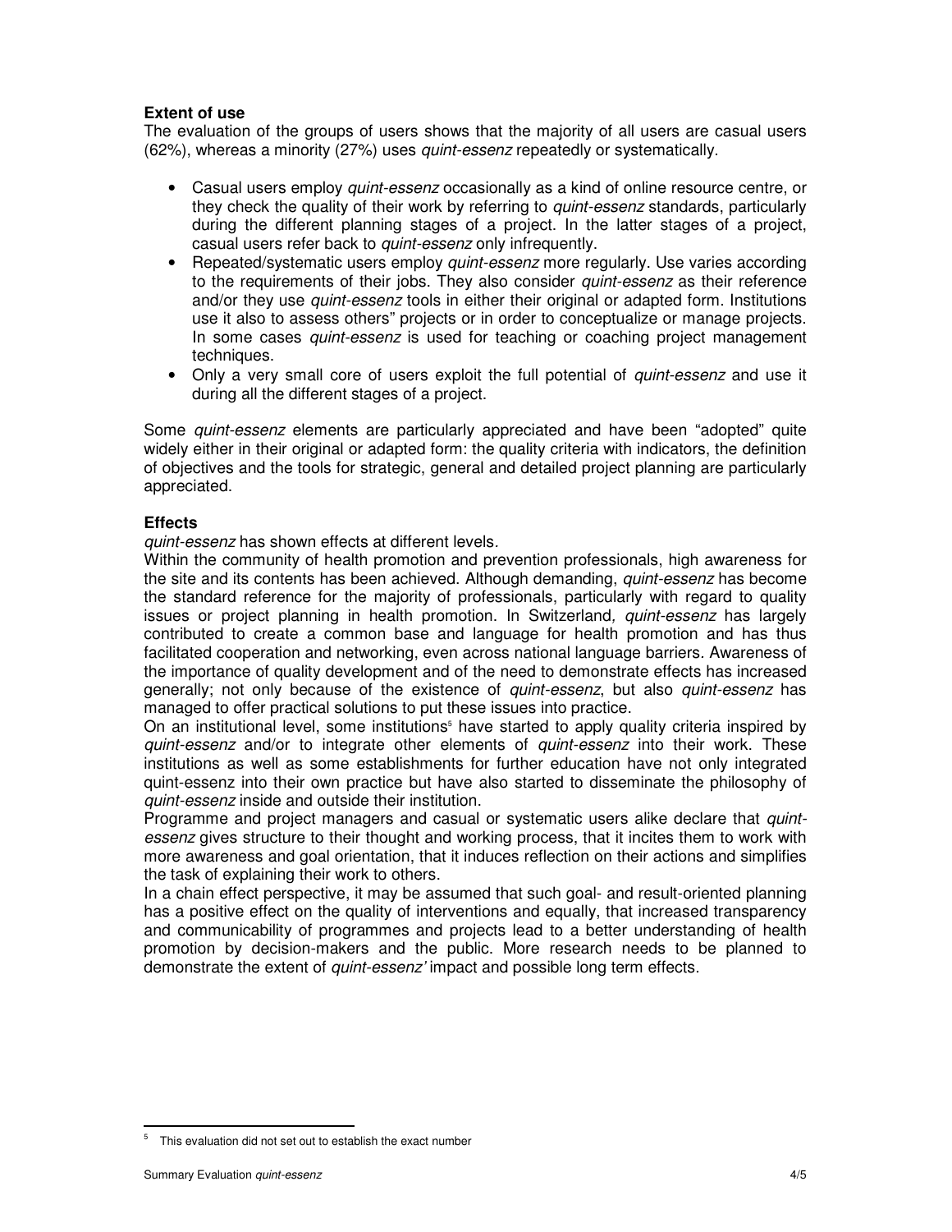**Extent of use**

The evaluation of the groups of users shows that the majority of all users are casual users (62%), whereas a minority (27%) uses *quint-essenz* repeatedly or systematically.

- Casual users employ *quint-essenz* occasionally as a kind of online resource centre, or they check the quality of their work by referring to *quint-essenz* standards, particularly during the different planning stages of a project. In the latter stages of a project, casual users refer back to *quint-essenz* only infrequently.
- Repeated/systematic users employ *quint-essenz* more regularly. Use varies according to the requirements of their jobs. They also consider *quint-essenz* as their reference and/or they use *quint-essenz* tools in either their original or adapted form. Institutions use it also to assess others" projects or in order to conceptualize or manage projects. In some cases *quint-essenz* is used for teaching or coaching project management techniques.
- Only a very small core of users exploit the full potential of *quint-essenz* and use it during all the different stages of a project.

Some *quint-essenz* elements are particularly appreciated and have been "adopted" quite widely either in their original or adapted form: the quality criteria with indicators, the definition of objectives and the tools for strategic, general and detailed project planning are particularly appreciated.

**Effects**

*quint-essenz* has shown effects at different levels.

Within the community of health promotion and prevention professionals, high awareness for the site and its contents has been achieved. Although demanding, *quint-essenz* has become the standard reference for the majority of professionals, particularly with regard to quality issues or project planning in health promotion. In Switzerland, *quint-essenz* has largely contributed to create a common base and language for health promotion and has thus facilitated cooperation and networking, even across national language barriers. Awareness of the importance of quality development and of the need to demonstrate effects has increased generally; not only because of the existence of *quint-essenz*, but also *quint-essenz* has managed to offer practical solutions to put these issues into practice.

On an institutional level, some institutions[5] have started to apply quality criteria inspired by *quint-essenz* and/or to integrate other elements of *quint-essenz* into their work. These institutions as well as some establishments for further education have not only integrated quint-essenz into their own practice but have also started to disseminate the philosophy of *quint-essenz* inside and outside their institution.

Programme and project managers and casual or systematic users alike declare that *quint-essenz* gives structure to their thought and working process, that it incites them to work with more awareness and goal orientation, that it induces reflection on their actions and simplifies the task of explaining their work to others.

In a chain effect perspective, it may be assumed that such goal- and result-oriented planning has a positive effect on the quality of interventions and equally, that increased transparency and communicability of programmes and projects lead to a better understanding of health promotion by decision-makers and the public. More research needs to be planned to demonstrate the extent of *quint-essenz'* impact and possible long term effects.

[5] This evaluation did not set out to establish the exact number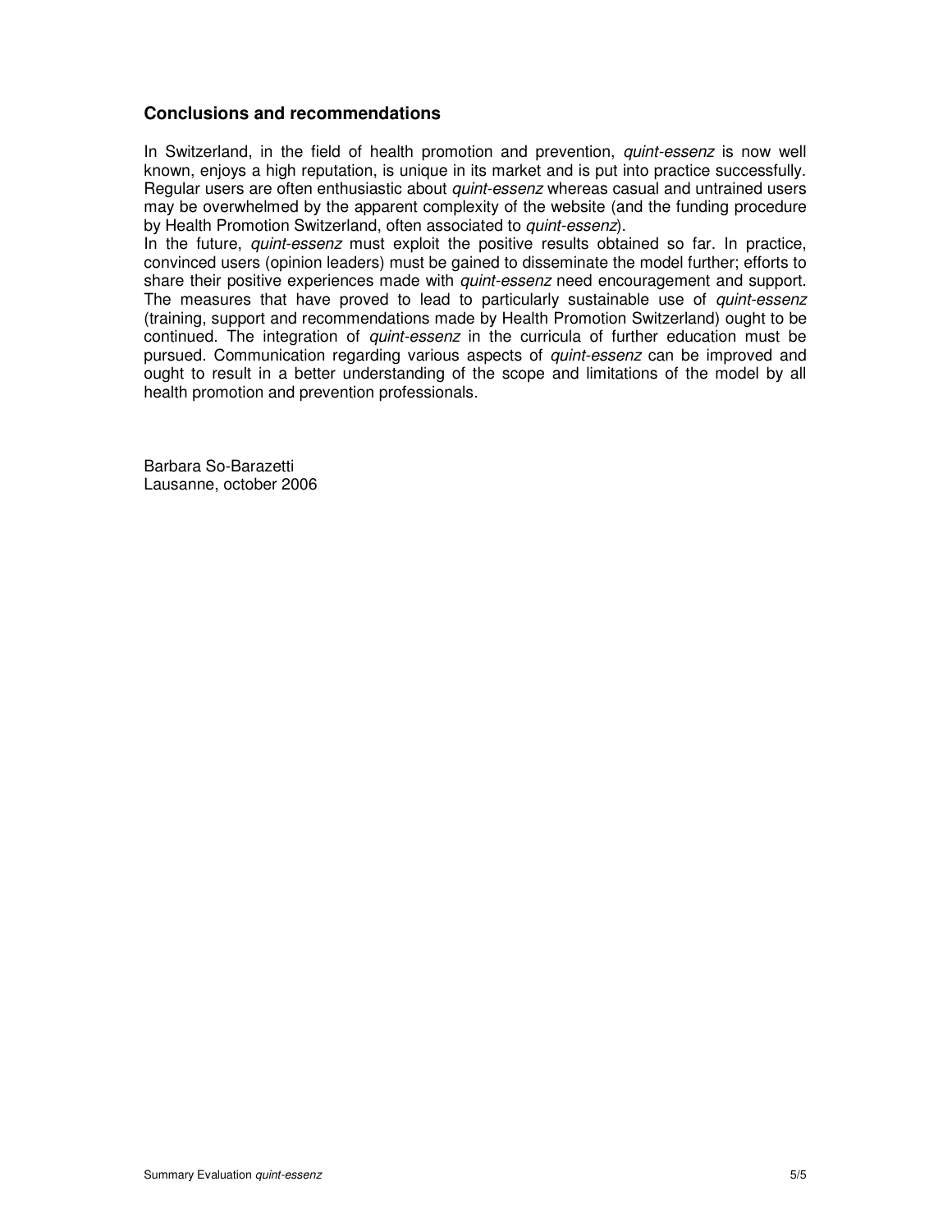## Conclusions and recommendations

In Switzerland, in the field of health promotion and prevention, *quint-essenz* is now well known, enjoys a high reputation, is unique in its market and is put into practice successfully. Regular users are often enthusiastic about *quint-essenz* whereas casual and untrained users may be overwhelmed by the apparent complexity of the website (and the funding procedure by Health Promotion Switzerland, often associated to *quint-essenz*).

In the future, *quint-essenz* must exploit the positive results obtained so far. In practice, convinced users (opinion leaders) must be gained to disseminate the model further; efforts to share their positive experiences made with *quint-essenz* need encouragement and support. The measures that have proved to lead to particularly sustainable use of *quint-essenz* (training, support and recommendations made by Health Promotion Switzerland) ought to be continued. The integration of *quint-essenz* in the curricula of further education must be pursued. Communication regarding various aspects of *quint-essenz* can be improved and ought to result in a better understanding of the scope and limitations of the model by all health promotion and prevention professionals.

Barbara So-Barazetti
Lausanne, october 2006